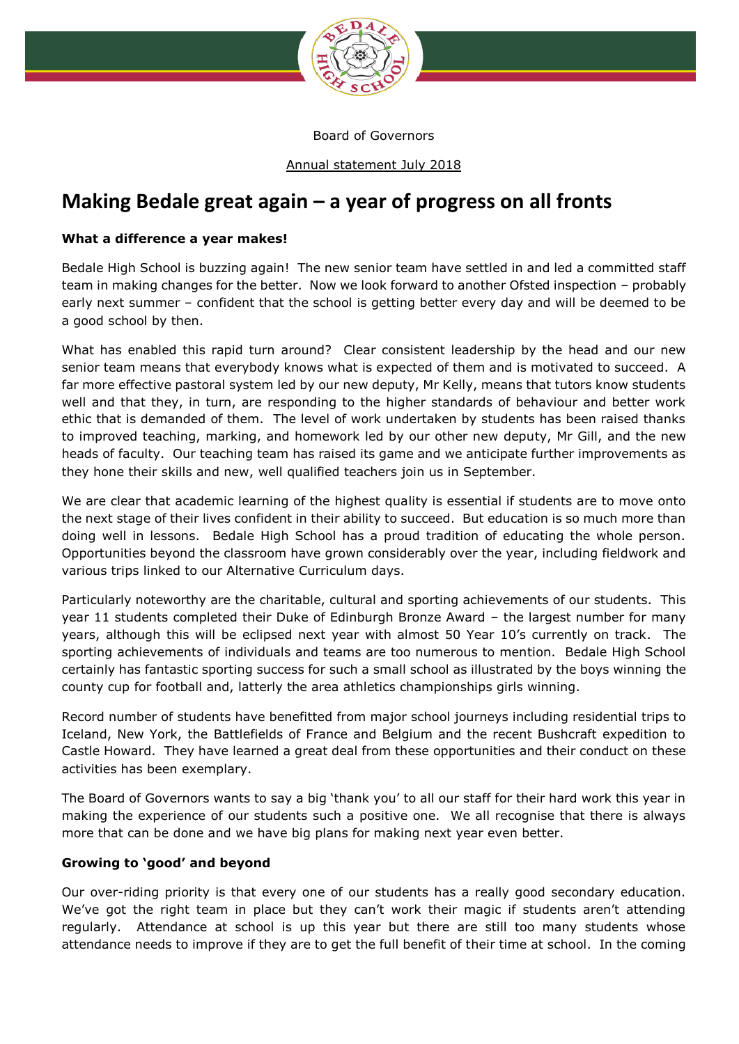Board of Governors

Annual statement July 2018

# Making Bedale great again – a year of progress on all fronts

**What a difference a year makes!**

Bedale High School is buzzing again! The new senior team have settled in and led a committed staff team in making changes for the better. Now we look forward to another Ofsted inspection – probably early next summer – confident that the school is getting better every day and will be deemed to be a good school by then.

What has enabled this rapid turn around? Clear consistent leadership by the head and our new senior team means that everybody knows what is expected of them and is motivated to succeed. A far more effective pastoral system led by our new deputy, Mr Kelly, means that tutors know students well and that they, in turn, are responding to the higher standards of behaviour and better work ethic that is demanded of them. The level of work undertaken by students has been raised thanks to improved teaching, marking, and homework led by our other new deputy, Mr Gill, and the new heads of faculty. Our teaching team has raised its game and we anticipate further improvements as they hone their skills and new, well qualified teachers join us in September.

We are clear that academic learning of the highest quality is essential if students are to move onto the next stage of their lives confident in their ability to succeed. But education is so much more than doing well in lessons. Bedale High School has a proud tradition of educating the whole person. Opportunities beyond the classroom have grown considerably over the year, including fieldwork and various trips linked to our Alternative Curriculum days.

Particularly noteworthy are the charitable, cultural and sporting achievements of our students. This year 11 students completed their Duke of Edinburgh Bronze Award – the largest number for many years, although this will be eclipsed next year with almost 50 Year 10's currently on track. The sporting achievements of individuals and teams are too numerous to mention. Bedale High School certainly has fantastic sporting success for such a small school as illustrated by the boys winning the county cup for football and, latterly the area athletics championships girls winning.

Record number of students have benefitted from major school journeys including residential trips to Iceland, New York, the Battlefields of France and Belgium and the recent Bushcraft expedition to Castle Howard. They have learned a great deal from these opportunities and their conduct on these activities has been exemplary.

The Board of Governors wants to say a big 'thank you' to all our staff for their hard work this year in making the experience of our students such a positive one. We all recognise that there is always more that can be done and we have big plans for making next year even better.

**Growing to 'good' and beyond**

Our over-riding priority is that every one of our students has a really good secondary education. We've got the right team in place but they can't work their magic if students aren't attending regularly. Attendance at school is up this year but there are still too many students whose attendance needs to improve if they are to get the full benefit of their time at school. In the coming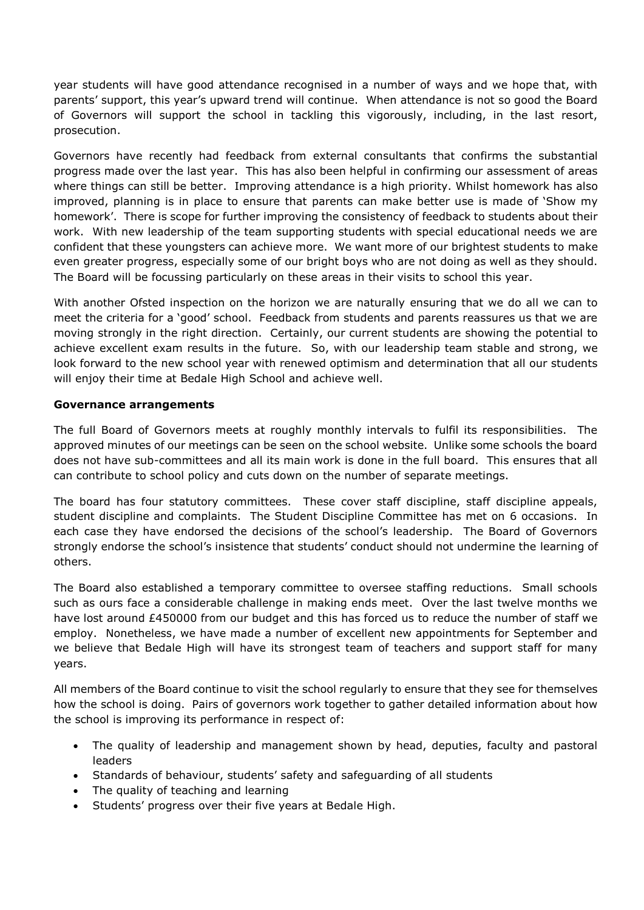year students will have good attendance recognised in a number of ways and we hope that, with parents' support, this year's upward trend will continue. When attendance is not so good the Board of Governors will support the school in tackling this vigorously, including, in the last resort, prosecution.

Governors have recently had feedback from external consultants that confirms the substantial progress made over the last year. This has also been helpful in confirming our assessment of areas where things can still be better. Improving attendance is a high priority. Whilst homework has also improved, planning is in place to ensure that parents can make better use is made of 'Show my homework'. There is scope for further improving the consistency of feedback to students about their work. With new leadership of the team supporting students with special educational needs we are confident that these youngsters can achieve more. We want more of our brightest students to make even greater progress, especially some of our bright boys who are not doing as well as they should. The Board will be focussing particularly on these areas in their visits to school this year.

With another Ofsted inspection on the horizon we are naturally ensuring that we do all we can to meet the criteria for a 'good' school. Feedback from students and parents reassures us that we are moving strongly in the right direction. Certainly, our current students are showing the potential to achieve excellent exam results in the future. So, with our leadership team stable and strong, we look forward to the new school year with renewed optimism and determination that all our students will enjoy their time at Bedale High School and achieve well.

**Governance arrangements**

The full Board of Governors meets at roughly monthly intervals to fulfil its responsibilities. The approved minutes of our meetings can be seen on the school website. Unlike some schools the board does not have sub-committees and all its main work is done in the full board. This ensures that all can contribute to school policy and cuts down on the number of separate meetings.

The board has four statutory committees. These cover staff discipline, staff discipline appeals, student discipline and complaints. The Student Discipline Committee has met on 6 occasions. In each case they have endorsed the decisions of the school's leadership. The Board of Governors strongly endorse the school's insistence that students' conduct should not undermine the learning of others.

The Board also established a temporary committee to oversee staffing reductions. Small schools such as ours face a considerable challenge in making ends meet. Over the last twelve months we have lost around £450000 from our budget and this has forced us to reduce the number of staff we employ. Nonetheless, we have made a number of excellent new appointments for September and we believe that Bedale High will have its strongest team of teachers and support staff for many years.

All members of the Board continue to visit the school regularly to ensure that they see for themselves how the school is doing. Pairs of governors work together to gather detailed information about how the school is improving its performance in respect of:

- The quality of leadership and management shown by head, deputies, faculty and pastoral leaders
- Standards of behaviour, students' safety and safeguarding of all students
- The quality of teaching and learning
- Students' progress over their five years at Bedale High.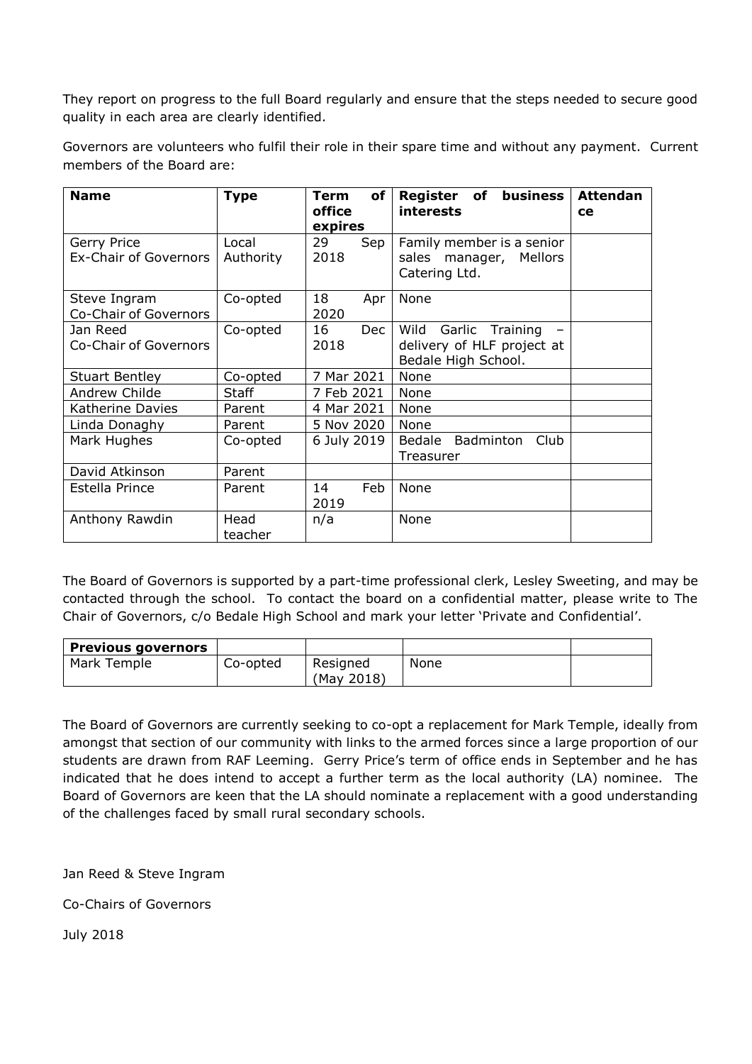They report on progress to the full Board regularly and ensure that the steps needed to secure good quality in each area are clearly identified.

Governors are volunteers who fulfil their role in their spare time and without any payment. Current members of the Board are:

| **Name** | **Type** | **Term of office expires** | **Register of business interests** | **Attendance** |
|---|---|---|---|---|
| Gerry Price<br>Ex-Chair of Governors | Local Authority | 29 Sep 2018 | Family member is a senior sales manager, Mellors Catering Ltd. | |
| Steve Ingram<br>Co-Chair of Governors | Co-opted | 18 Apr 2020 | None | |
| Jan Reed<br>Co-Chair of Governors | Co-opted | 16 Dec 2018 | Wild Garlic Training – delivery of HLF project at Bedale High School. | |
| Stuart Bentley | Co-opted | 7 Mar 2021 | None | |
| Andrew Childe | Staff | 7 Feb 2021 | None | |
| Katherine Davies | Parent | 4 Mar 2021 | None | |
| Linda Donaghy | Parent | 5 Nov 2020 | None | |
| Mark Hughes | Co-opted | 6 July 2019 | Bedale Badminton Club Treasurer | |
| David Atkinson | Parent | | | |
| Estella Prince | Parent | 14 Feb 2019 | None | |
| Anthony Rawdin | Head teacher | n/a | None | |

The Board of Governors is supported by a part-time professional clerk, Lesley Sweeting, and may be contacted through the school. To contact the board on a confidential matter, please write to The Chair of Governors, c/o Bedale High School and mark your letter 'Private and Confidential'.

| **Previous governors** | | | | |
|---|---|---|---|---|
| Mark Temple | Co-opted | Resigned (May 2018) | None | |

The Board of Governors are currently seeking to co-opt a replacement for Mark Temple, ideally from amongst that section of our community with links to the armed forces since a large proportion of our students are drawn from RAF Leeming. Gerry Price's term of office ends in September and he has indicated that he does intend to accept a further term as the local authority (LA) nominee. The Board of Governors are keen that the LA should nominate a replacement with a good understanding of the challenges faced by small rural secondary schools.

Jan Reed & Steve Ingram

Co-Chairs of Governors

July 2018